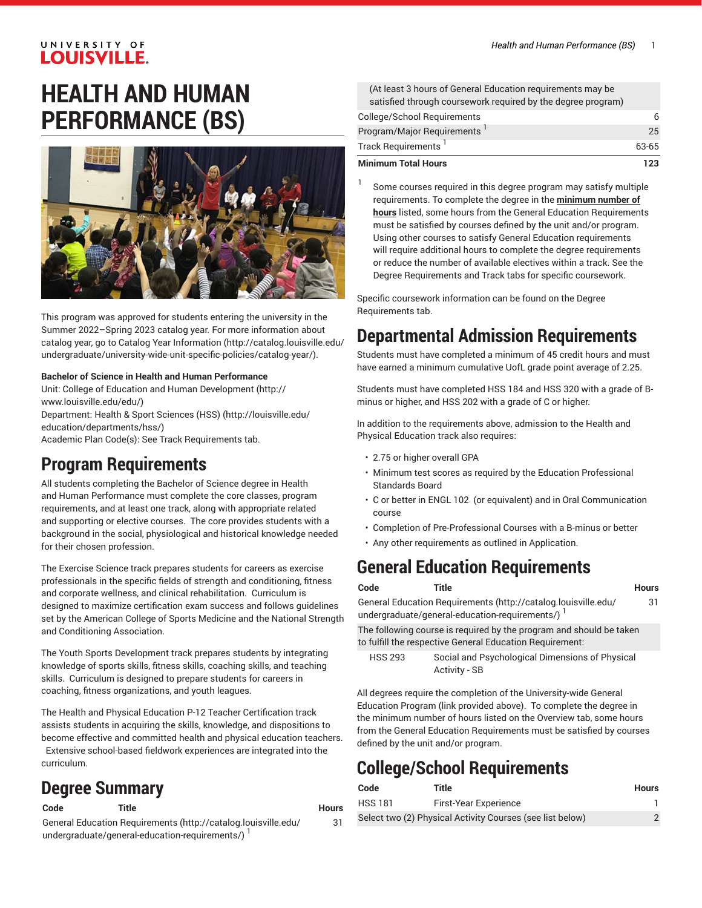# HEALTH AND HUMAN PERFORMANCE (BS)

This program was approved for students entering the university in the Summer 2022–Spring 2023 catalog year. For more information about catalog year, go to Catalog Year Information (http://catalog.louisville.edu/undergraduate/university-wide-unit-specific-policies/catalog-year/).

**Bachelor of Science in Health and Human Performance**
Unit: College of Education and Human Development (http://www.louisville.edu/edu/)
Department: Health & Sport Sciences (HSS) (http://louisville.edu/education/departments/hss/)
Academic Plan Code(s): See Track Requirements tab.

## Program Requirements

All students completing the Bachelor of Science degree in Health and Human Performance must complete the core classes, program requirements, and at least one track, along with appropriate related and supporting or elective courses. The core provides students with a background in the social, physiological and historical knowledge needed for their chosen profession.

The Exercise Science track prepares students for careers as exercise professionals in the specific fields of strength and conditioning, fitness and corporate wellness, and clinical rehabilitation. Curriculum is designed to maximize certification exam success and follows guidelines set by the American College of Sports Medicine and the National Strength and Conditioning Association.

The Youth Sports Development track prepares students by integrating knowledge of sports skills, fitness skills, coaching skills, and teaching skills. Curriculum is designed to prepare students for careers in coaching, fitness organizations, and youth leagues.

The Health and Physical Education P-12 Teacher Certification track assists students in acquiring the skills, knowledge, and dispositions to become effective and committed health and physical education teachers. Extensive school-based fieldwork experiences are integrated into the curriculum.

## Degree Summary

| Code | Title | Hours |
|---|---|---|
| General Education Requirements (http://catalog.louisville.edu/undergraduate/general-education-requirements/) [1] | | 31 |
| (At least 3 hours of General Education requirements may be satisfied through coursework required by the degree program) | | |
| College/School Requirements | | 6 |
| Program/Major Requirements [1] | | 25 |
| Track Requirements [1] | | 63-65 |
| **Minimum Total Hours** | | **123** |

[1] Some courses required in this degree program may satisfy multiple requirements. To complete the degree in the **minimum number of hours** listed, some hours from the General Education Requirements must be satisfied by courses defined by the unit and/or program. Using other courses to satisfy General Education requirements will require additional hours to complete the degree requirements or reduce the number of available electives within a track. See the Degree Requirements and Track tabs for specific coursework.

Specific coursework information can be found on the Degree Requirements tab.

## Departmental Admission Requirements

Students must have completed a minimum of 45 credit hours and must have earned a minimum cumulative UofL grade point average of 2.25.

Students must have completed HSS 184 and HSS 320 with a grade of B-minus or higher, and HSS 202 with a grade of C or higher.

In addition to the requirements above, admission to the Health and Physical Education track also requires:

- 2.75 or higher overall GPA
- Minimum test scores as required by the Education Professional Standards Board
- C or better in ENGL 102 (or equivalent) and in Oral Communication course
- Completion of Pre-Professional Courses with a B-minus or better
- Any other requirements as outlined in Application.

## General Education Requirements

| Code | Title | Hours |
|---|---|---|
| General Education Requirements (http://catalog.louisville.edu/undergraduate/general-education-requirements/) [1] | | 31 |
| The following course is required by the program and should be taken to fulfill the respective General Education Requirement: | | |
| HSS 293 | Social and Psychological Dimensions of Physical Activity - SB | |

All degrees require the completion of the University-wide General Education Program (link provided above). To complete the degree in the minimum number of hours listed on the Overview tab, some hours from the General Education Requirements must be satisfied by courses defined by the unit and/or program.

## College/School Requirements

| Code | Title | Hours |
|---|---|---|
| HSS 181 | First-Year Experience | 1 |
| Select two (2) Physical Activity Courses (see list below) | | 2 |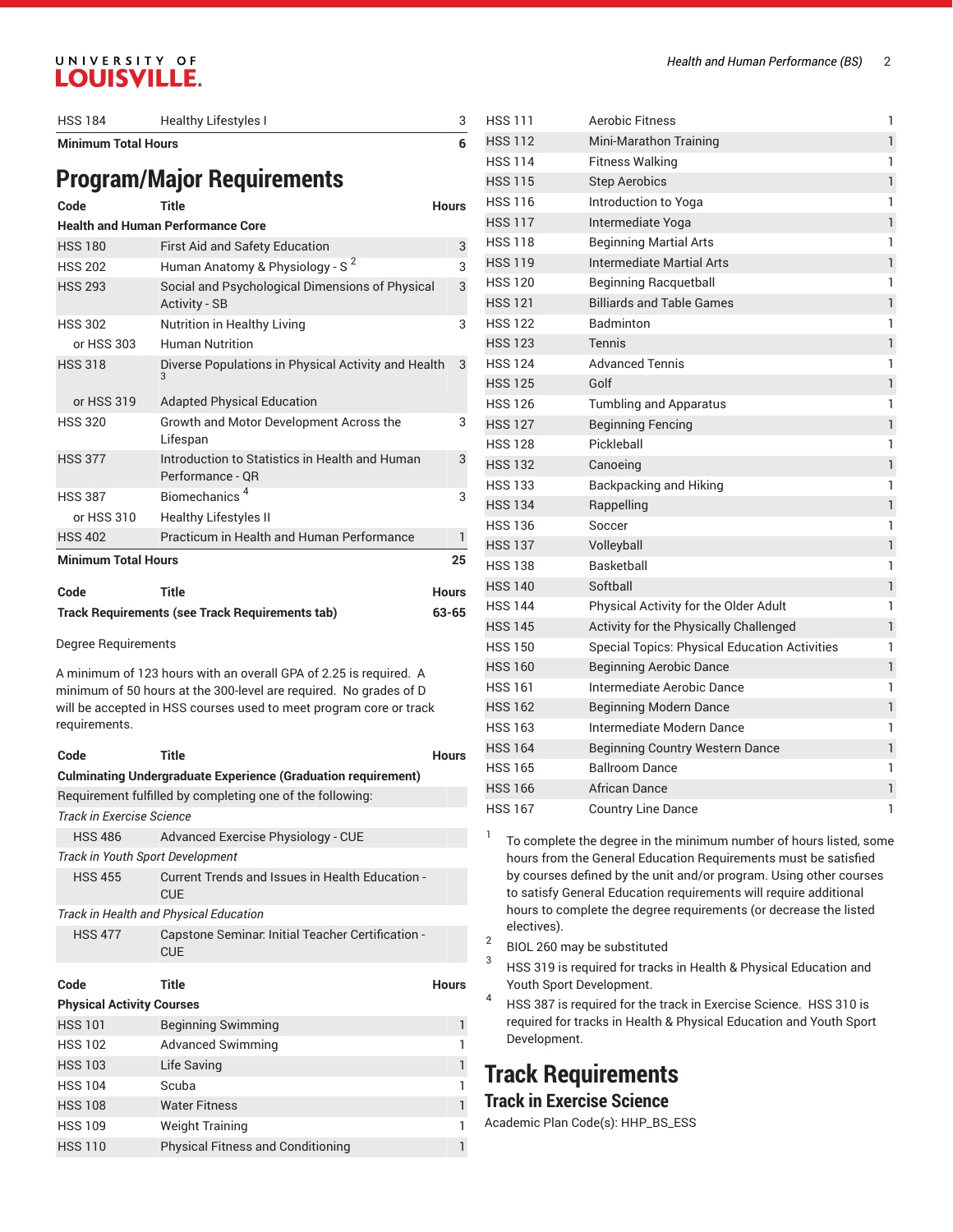| | | |
|---|---|---|
| HSS 184 | Healthy Lifestyles I | 3 |
| **Minimum Total Hours** | | **6** |

# Program/Major Requirements

| Code | Title | Hours |
|---|---|---|
| **Health and Human Performance Core** | | |
| HSS 180 | First Aid and Safety Education | 3 |
| HSS 202 | Human Anatomy & Physiology - S [2] | 3 |
| HSS 293 | Social and Psychological Dimensions of Physical Activity - SB | 3 |
| HSS 302 | Nutrition in Healthy Living | 3 |
| or HSS 303 | Human Nutrition | |
| HSS 318 | Diverse Populations in Physical Activity and Health [3] | 3 |
| or HSS 319 | Adapted Physical Education | |
| HSS 320 | Growth and Motor Development Across the Lifespan | 3 |
| HSS 377 | Introduction to Statistics in Health and Human Performance - QR | 3 |
| HSS 387 | Biomechanics [4] | 3 |
| or HSS 310 | Healthy Lifestyles II | |
| HSS 402 | Practicum in Health and Human Performance | 1 |
| **Minimum Total Hours** | | **25** |

| Code | Title | Hours |
|---|---|---|
| **Track Requirements (see Track Requirements tab)** | | **63-65** |

Degree Requirements

A minimum of 123 hours with an overall GPA of 2.25 is required. A minimum of 50 hours at the 300-level are required. No grades of D will be accepted in HSS courses used to meet program core or track requirements.

| Code | Title | Hours |
|---|---|---|
| **Culminating Undergraduate Experience (Graduation requirement)** | | |
| Requirement fulfilled by completing one of the following: | | |
| *Track in Exercise Science* | | |
| HSS 486 | Advanced Exercise Physiology - CUE | |
| *Track in Youth Sport Development* | | |
| HSS 455 | Current Trends and Issues in Health Education - CUE | |
| *Track in Health and Physical Education* | | |
| HSS 477 | Capstone Seminar: Initial Teacher Certification - CUE | |

| Code | Title | Hours |
|---|---|---|
| **Physical Activity Courses** | | |
| HSS 101 | Beginning Swimming | 1 |
| HSS 102 | Advanced Swimming | 1 |
| HSS 103 | Life Saving | 1 |
| HSS 104 | Scuba | 1 |
| HSS 108 | Water Fitness | 1 |
| HSS 109 | Weight Training | 1 |
| HSS 110 | Physical Fitness and Conditioning | 1 |
| HSS 111 | Aerobic Fitness | 1 |
| HSS 112 | Mini-Marathon Training | 1 |
| HSS 114 | Fitness Walking | 1 |
| HSS 115 | Step Aerobics | 1 |
| HSS 116 | Introduction to Yoga | 1 |
| HSS 117 | Intermediate Yoga | 1 |
| HSS 118 | Beginning Martial Arts | 1 |
| HSS 119 | Intermediate Martial Arts | 1 |
| HSS 120 | Beginning Racquetball | 1 |
| HSS 121 | Billiards and Table Games | 1 |
| HSS 122 | Badminton | 1 |
| HSS 123 | Tennis | 1 |
| HSS 124 | Advanced Tennis | 1 |
| HSS 125 | Golf | 1 |
| HSS 126 | Tumbling and Apparatus | 1 |
| HSS 127 | Beginning Fencing | 1 |
| HSS 128 | Pickleball | 1 |
| HSS 132 | Canoeing | 1 |
| HSS 133 | Backpacking and Hiking | 1 |
| HSS 134 | Rappelling | 1 |
| HSS 136 | Soccer | 1 |
| HSS 137 | Volleyball | 1 |
| HSS 138 | Basketball | 1 |
| HSS 140 | Softball | 1 |
| HSS 144 | Physical Activity for the Older Adult | 1 |
| HSS 145 | Activity for the Physically Challenged | 1 |
| HSS 150 | Special Topics: Physical Education Activities | 1 |
| HSS 160 | Beginning Aerobic Dance | 1 |
| HSS 161 | Intermediate Aerobic Dance | 1 |
| HSS 162 | Beginning Modern Dance | 1 |
| HSS 163 | Intermediate Modern Dance | 1 |
| HSS 164 | Beginning Country Western Dance | 1 |
| HSS 165 | Ballroom Dance | 1 |
| HSS 166 | African Dance | 1 |
| HSS 167 | Country Line Dance | 1 |

[1] To complete the degree in the minimum number of hours listed, some hours from the General Education Requirements must be satisfied by courses defined by the unit and/or program. Using other courses to satisfy General Education requirements will require additional hours to complete the degree requirements (or decrease the listed electives).

[2] BIOL 260 may be substituted

[3] HSS 319 is required for tracks in Health & Physical Education and Youth Sport Development.

[4] HSS 387 is required for the track in Exercise Science. HSS 310 is required for tracks in Health & Physical Education and Youth Sport Development.

# Track Requirements

## Track in Exercise Science

Academic Plan Code(s): HHP_BS_ESS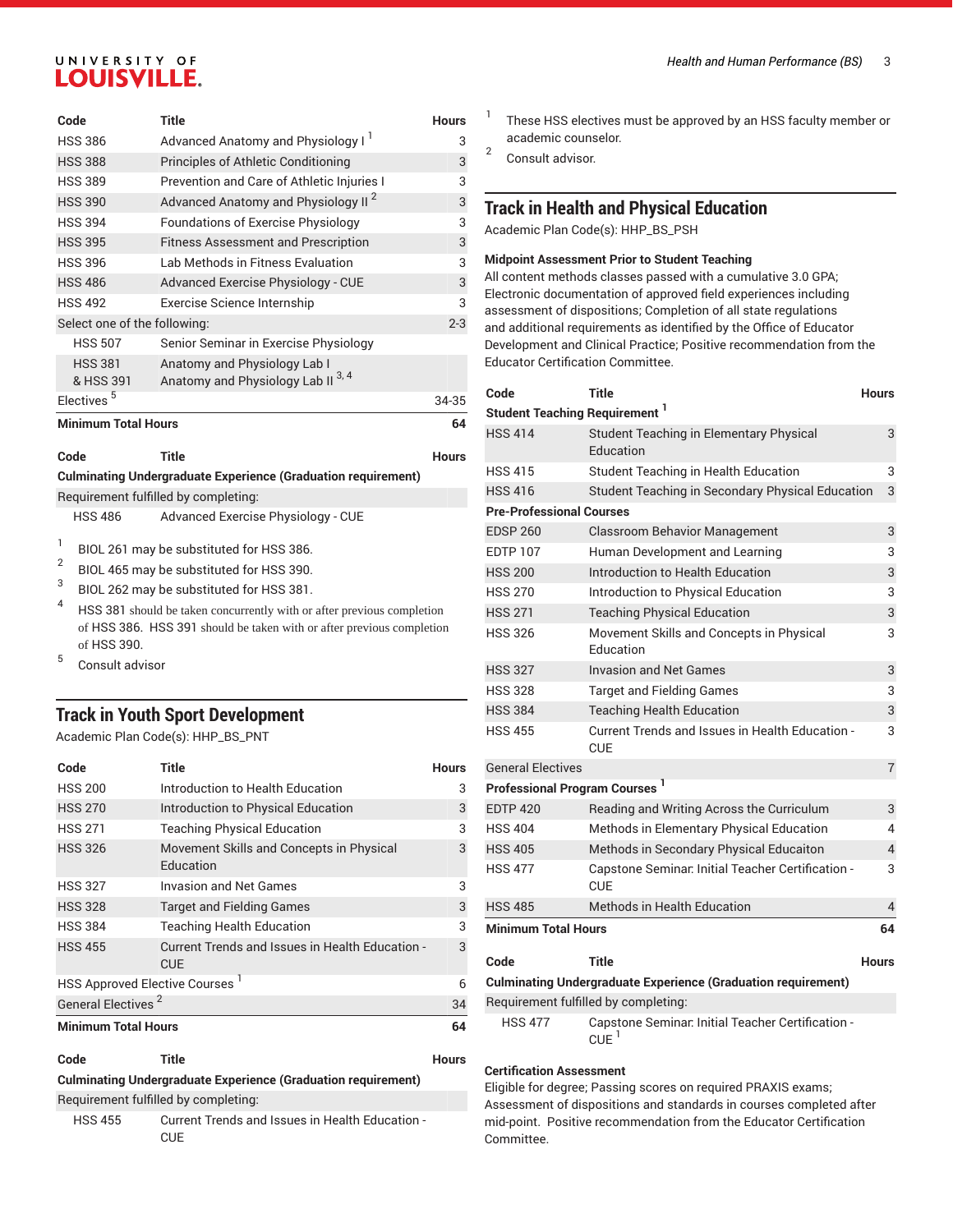| Code | Title | Hours |
|---|---|---|
| HSS 386 | Advanced Anatomy and Physiology I [1] | 3 |
| HSS 388 | Principles of Athletic Conditioning | 3 |
| HSS 389 | Prevention and Care of Athletic Injuries I | 3 |
| HSS 390 | Advanced Anatomy and Physiology II [2] | 3 |
| HSS 394 | Foundations of Exercise Physiology | 3 |
| HSS 395 | Fitness Assessment and Prescription | 3 |
| HSS 396 | Lab Methods in Fitness Evaluation | 3 |
| HSS 486 | Advanced Exercise Physiology - CUE | 3 |
| HSS 492 | Exercise Science Internship | 3 |
| Select one of the following: | | 2-3 |
| HSS 507 | Senior Seminar in Exercise Physiology | |
| HSS 381 & HSS 391 | Anatomy and Physiology Lab I and Anatomy and Physiology Lab II [3, 4] | |
| Electives [5] | | 34-35 |
| **Minimum Total Hours** | | **64** |

| Code | Title | Hours |
|---|---|---|
| **Culminating Undergraduate Experience (Graduation requirement)** | | |
| Requirement fulfilled by completing: | | |
| HSS 486 | Advanced Exercise Physiology - CUE | |

1. BIOL 261 may be substituted for HSS 386.
2. BIOL 465 may be substituted for HSS 390.
3. BIOL 262 may be substituted for HSS 381.
4. HSS 381 should be taken concurrently with or after previous completion of HSS 386. HSS 391 should be taken with or after previous completion of HSS 390.
5. Consult advisor

## Track in Youth Sport Development

Academic Plan Code(s): HHP_BS_PNT

| Code | Title | Hours |
|---|---|---|
| HSS 200 | Introduction to Health Education | 3 |
| HSS 270 | Introduction to Physical Education | 3 |
| HSS 271 | Teaching Physical Education | 3 |
| HSS 326 | Movement Skills and Concepts in Physical Education | 3 |
| HSS 327 | Invasion and Net Games | 3 |
| HSS 328 | Target and Fielding Games | 3 |
| HSS 384 | Teaching Health Education | 3 |
| HSS 455 | Current Trends and Issues in Health Education - CUE | 3 |
| HSS Approved Elective Courses [1] | | 6 |
| General Electives [2] | | 34 |
| **Minimum Total Hours** | | **64** |

| Code | Title | Hours |
|---|---|---|
| **Culminating Undergraduate Experience (Graduation requirement)** | | |
| Requirement fulfilled by completing: | | |
| HSS 455 | Current Trends and Issues in Health Education - CUE | |

1. These HSS electives must be approved by an HSS faculty member or academic counselor.
2. Consult advisor.

## Track in Health and Physical Education

Academic Plan Code(s): HHP_BS_PSH

**Midpoint Assessment Prior to Student Teaching**

All content methods classes passed with a cumulative 3.0 GPA; Electronic documentation of approved field experiences including assessment of dispositions; Completion of all state regulations and additional requirements as identified by the Office of Educator Development and Clinical Practice; Positive recommendation from the Educator Certification Committee.

| Code | Title | Hours |
|---|---|---|
| **Student Teaching Requirement [1]** | | |
| HSS 414 | Student Teaching in Elementary Physical Education | 3 |
| HSS 415 | Student Teaching in Health Education | 3 |
| HSS 416 | Student Teaching in Secondary Physical Education | 3 |
| **Pre-Professional Courses** | | |
| EDSP 260 | Classroom Behavior Management | 3 |
| EDTP 107 | Human Development and Learning | 3 |
| HSS 200 | Introduction to Health Education | 3 |
| HSS 270 | Introduction to Physical Education | 3 |
| HSS 271 | Teaching Physical Education | 3 |
| HSS 326 | Movement Skills and Concepts in Physical Education | 3 |
| HSS 327 | Invasion and Net Games | 3 |
| HSS 328 | Target and Fielding Games | 3 |
| HSS 384 | Teaching Health Education | 3 |
| HSS 455 | Current Trends and Issues in Health Education - CUE | 3 |
| General Electives | | 7 |
| **Professional Program Courses [1]** | | |
| EDTP 420 | Reading and Writing Across the Curriculum | 3 |
| HSS 404 | Methods in Elementary Physical Education | 4 |
| HSS 405 | Methods in Secondary Physical Educaiton | 4 |
| HSS 477 | Capstone Seminar: Initial Teacher Certification - CUE | 3 |
| HSS 485 | Methods in Health Education | 4 |
| **Minimum Total Hours** | | **64** |

| Code | Title | Hours |
|---|---|---|
| **Culminating Undergraduate Experience (Graduation requirement)** | | |
| Requirement fulfilled by completing: | | |
| HSS 477 | Capstone Seminar: Initial Teacher Certification - CUE [1] | |

**Certification Assessment**

Eligible for degree; Passing scores on required PRAXIS exams; Assessment of dispositions and standards in courses completed after mid-point. Positive recommendation from the Educator Certification Committee.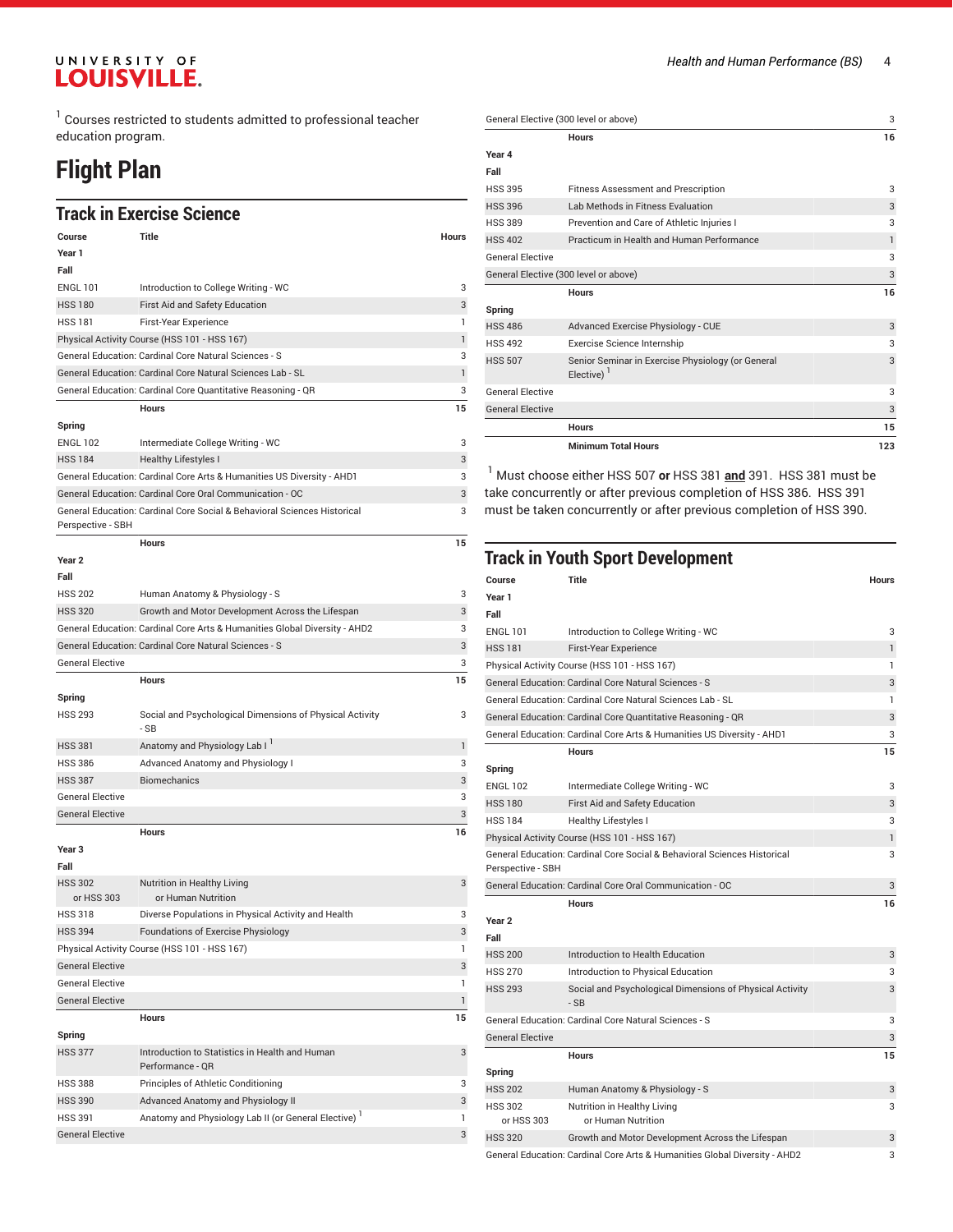[1] Courses restricted to students admitted to professional teacher education program.

# Flight Plan

## Track in Exercise Science

| Course | Title | Hours |
|---|---|---|
| **Year 1** | | |
| **Fall** | | |
| ENGL 101 | Introduction to College Writing - WC | 3 |
| HSS 180 | First Aid and Safety Education | 3 |
| HSS 181 | First-Year Experience | 1 |
| Physical Activity Course (HSS 101 - HSS 167) | | 1 |
| General Education: Cardinal Core Natural Sciences - S | | 3 |
| General Education: Cardinal Core Natural Sciences Lab - SL | | 1 |
| General Education: Cardinal Core Quantitative Reasoning - QR | | 3 |
| | **Hours** | **15** |
| **Spring** | | |
| ENGL 102 | Intermediate College Writing - WC | 3 |
| HSS 184 | Healthy Lifestyles I | 3 |
| General Education: Cardinal Core Arts & Humanities US Diversity - AHD1 | | 3 |
| General Education: Cardinal Core Oral Communication - OC | | 3 |
| General Education: Cardinal Core Social & Behavioral Sciences Historical Perspective - SBH | | 3 |
| | **Hours** | **15** |
| **Year 2** | | |
| **Fall** | | |
| HSS 202 | Human Anatomy & Physiology - S | 3 |
| HSS 320 | Growth and Motor Development Across the Lifespan | 3 |
| General Education: Cardinal Core Arts & Humanities Global Diversity - AHD2 | | 3 |
| General Education: Cardinal Core Natural Sciences - S | | 3 |
| General Elective | | 3 |
| | **Hours** | **15** |
| **Spring** | | |
| HSS 293 | Social and Psychological Dimensions of Physical Activity - SB | 3 |
| HSS 381 | Anatomy and Physiology Lab I [1] | 1 |
| HSS 386 | Advanced Anatomy and Physiology I | 3 |
| HSS 387 | Biomechanics | 3 |
| General Elective | | 3 |
| General Elective | | 3 |
| | **Hours** | **16** |
| **Year 3** | | |
| **Fall** | | |
| HSS 302 or HSS 303 | Nutrition in Healthy Living or Human Nutrition | 3 |
| HSS 318 | Diverse Populations in Physical Activity and Health | 3 |
| HSS 394 | Foundations of Exercise Physiology | 3 |
| Physical Activity Course (HSS 101 - HSS 167) | | 1 |
| General Elective | | 3 |
| General Elective | | 1 |
| General Elective | | 1 |
| | **Hours** | **15** |
| **Spring** | | |
| HSS 377 | Introduction to Statistics in Health and Human Performance - QR | 3 |
| HSS 388 | Principles of Athletic Conditioning | 3 |
| HSS 390 | Advanced Anatomy and Physiology II | 3 |
| HSS 391 | Anatomy and Physiology Lab II (or General Elective) [1] | 1 |
| General Elective | | 3 |
| General Elective (300 level or above) | | 3 |
| | **Hours** | **16** |
| **Year 4** | | |
| **Fall** | | |
| HSS 395 | Fitness Assessment and Prescription | 3 |
| HSS 396 | Lab Methods in Fitness Evaluation | 3 |
| HSS 389 | Prevention and Care of Athletic Injuries I | 3 |
| HSS 402 | Practicum in Health and Human Performance | 1 |
| General Elective | | 3 |
| General Elective (300 level or above) | | 3 |
| | **Hours** | **16** |
| **Spring** | | |
| HSS 486 | Advanced Exercise Physiology - CUE | 3 |
| HSS 492 | Exercise Science Internship | 3 |
| HSS 507 | Senior Seminar in Exercise Physiology (or General Elective) [1] | 3 |
| General Elective | | 3 |
| General Elective | | 3 |
| | **Hours** | **15** |
| | **Minimum Total Hours** | **123** |

[1] Must choose either HSS 507 **or** HSS 381 **and** 391. HSS 381 must be take concurrently or after previous completion of HSS 386. HSS 391 must be taken concurrently or after previous completion of HSS 390.

## Track in Youth Sport Development

| Course | Title | Hours |
|---|---|---|
| **Year 1** | | |
| **Fall** | | |
| ENGL 101 | Introduction to College Writing - WC | 3 |
| HSS 181 | First-Year Experience | 1 |
| Physical Activity Course (HSS 101 - HSS 167) | | 1 |
| General Education: Cardinal Core Natural Sciences - S | | 3 |
| General Education: Cardinal Core Natural Sciences Lab - SL | | 1 |
| General Education: Cardinal Core Quantitative Reasoning - QR | | 3 |
| General Education: Cardinal Core Arts & Humanities US Diversity - AHD1 | | 3 |
| | **Hours** | **15** |
| **Spring** | | |
| ENGL 102 | Intermediate College Writing - WC | 3 |
| HSS 180 | First Aid and Safety Education | 3 |
| HSS 184 | Healthy Lifestyles I | 3 |
| Physical Activity Course (HSS 101 - HSS 167) | | 1 |
| General Education: Cardinal Core Social & Behavioral Sciences Historical Perspective - SBH | | 3 |
| General Education: Cardinal Core Oral Communication - OC | | 3 |
| | **Hours** | **16** |
| **Year 2** | | |
| **Fall** | | |
| HSS 200 | Introduction to Health Education | 3 |
| HSS 270 | Introduction to Physical Education | 3 |
| HSS 293 | Social and Psychological Dimensions of Physical Activity - SB | 3 |
| General Education: Cardinal Core Natural Sciences - S | | 3 |
| General Elective | | 3 |
| | **Hours** | **15** |
| **Spring** | | |
| HSS 202 | Human Anatomy & Physiology - S | 3 |
| HSS 302 or HSS 303 | Nutrition in Healthy Living or Human Nutrition | 3 |
| HSS 320 | Growth and Motor Development Across the Lifespan | 3 |
| General Education: Cardinal Core Arts & Humanities Global Diversity - AHD2 | | 3 |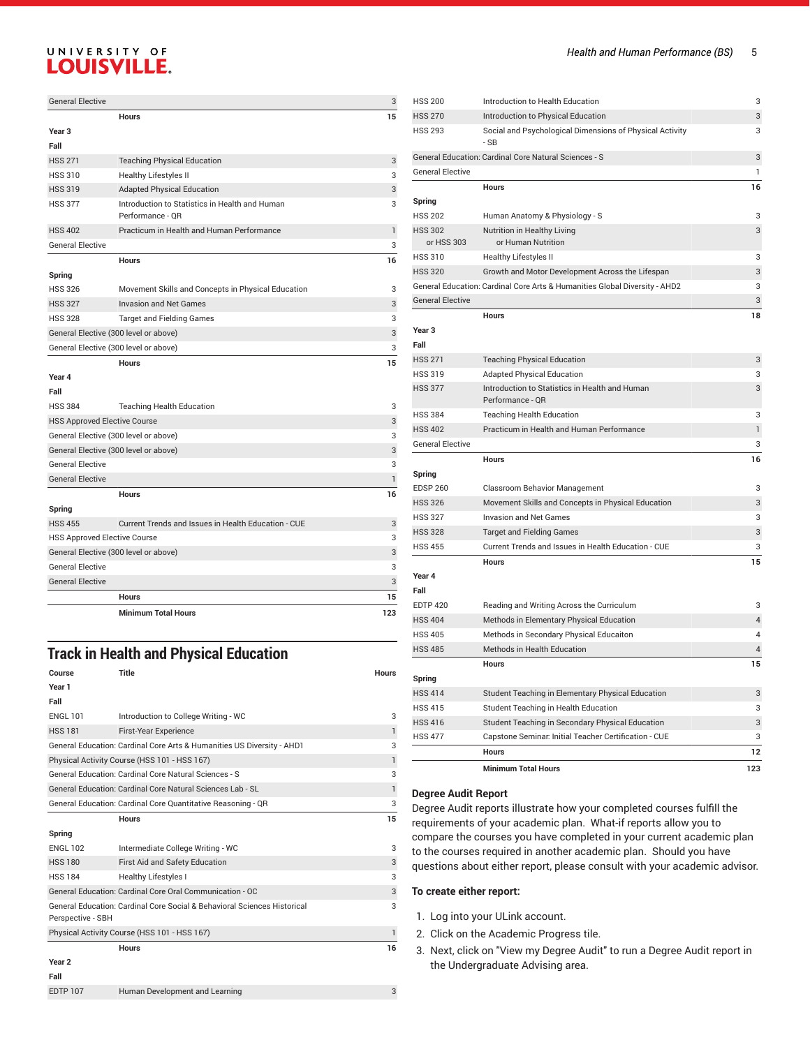| | | |
|---|---|---|
| General Elective | | 3 |
| | Hours | 15 |
| **Year 3** | | |
| **Fall** | | |
| HSS 271 | Teaching Physical Education | 3 |
| HSS 310 | Healthy Lifestyles II | 3 |
| HSS 319 | Adapted Physical Education | 3 |
| HSS 377 | Introduction to Statistics in Health and Human Performance - QR | 3 |
| HSS 402 | Practicum in Health and Human Performance | 1 |
| General Elective | | 3 |
| | Hours | 16 |
| **Spring** | | |
| HSS 326 | Movement Skills and Concepts in Physical Education | 3 |
| HSS 327 | Invasion and Net Games | 3 |
| HSS 328 | Target and Fielding Games | 3 |
| General Elective (300 level or above) | | 3 |
| General Elective (300 level or above) | | 3 |
| | Hours | 15 |
| **Year 4** | | |
| **Fall** | | |
| HSS 384 | Teaching Health Education | 3 |
| HSS Approved Elective Course | | 3 |
| General Elective (300 level or above) | | 3 |
| General Elective (300 level or above) | | 3 |
| General Elective | | 3 |
| General Elective | | 1 |
| | Hours | 16 |
| **Spring** | | |
| HSS 455 | Current Trends and Issues in Health Education - CUE | 3 |
| HSS Approved Elective Course | | 3 |
| General Elective (300 level or above) | | 3 |
| General Elective | | 3 |
| General Elective | | 3 |
| | Hours | 15 |
| | Minimum Total Hours | 123 |

## Track in Health and Physical Education

| Course | Title | Hours |
|---|---|---|
| **Year 1** | | |
| **Fall** | | |
| ENGL 101 | Introduction to College Writing - WC | 3 |
| HSS 181 | First-Year Experience | 1 |
| General Education: Cardinal Core Arts & Humanities US Diversity - AHD1 | | 3 |
| Physical Activity Course (HSS 101 - HSS 167) | | 1 |
| General Education: Cardinal Core Natural Sciences - S | | 3 |
| General Education: Cardinal Core Natural Sciences Lab - SL | | 1 |
| General Education: Cardinal Core Quantitative Reasoning - QR | | 3 |
| | Hours | 15 |
| **Spring** | | |
| ENGL 102 | Intermediate College Writing - WC | 3 |
| HSS 180 | First Aid and Safety Education | 3 |
| HSS 184 | Healthy Lifestyles I | 3 |
| General Education: Cardinal Core Oral Communication - OC | | 3 |
| General Education: Cardinal Core Social & Behavioral Sciences Historical Perspective - SBH | | 3 |
| Physical Activity Course (HSS 101 - HSS 167) | | 1 |
| | Hours | 16 |
| **Year 2** | | |
| **Fall** | | |
| EDTP 107 | Human Development and Learning | 3 |
| HSS 200 | Introduction to Health Education | 3 |
| HSS 270 | Introduction to Physical Education | 3 |
| HSS 293 | Social and Psychological Dimensions of Physical Activity - SB | 3 |
| General Education: Cardinal Core Natural Sciences - S | | 3 |
| General Elective | | 1 |
| | Hours | 16 |
| **Spring** | | |
| HSS 202 | Human Anatomy & Physiology - S | 3 |
| HSS 302 or HSS 303 | Nutrition in Healthy Living or Human Nutrition | 3 |
| HSS 310 | Healthy Lifestyles II | 3 |
| HSS 320 | Growth and Motor Development Across the Lifespan | 3 |
| General Education: Cardinal Core Arts & Humanities Global Diversity - AHD2 | | 3 |
| General Elective | | 3 |
| | Hours | 18 |
| **Year 3** | | |
| **Fall** | | |
| HSS 271 | Teaching Physical Education | 3 |
| HSS 319 | Adapted Physical Education | 3 |
| HSS 377 | Introduction to Statistics in Health and Human Performance - QR | 3 |
| HSS 384 | Teaching Health Education | 3 |
| HSS 402 | Practicum in Health and Human Performance | 1 |
| General Elective | | 3 |
| | Hours | 16 |
| **Spring** | | |
| EDSP 260 | Classroom Behavior Management | 3 |
| HSS 326 | Movement Skills and Concepts in Physical Education | 3 |
| HSS 327 | Invasion and Net Games | 3 |
| HSS 328 | Target and Fielding Games | 3 |
| HSS 455 | Current Trends and Issues in Health Education - CUE | 3 |
| | Hours | 15 |
| **Year 4** | | |
| **Fall** | | |
| EDTP 420 | Reading and Writing Across the Curriculum | 3 |
| HSS 404 | Methods in Elementary Physical Education | 4 |
| HSS 405 | Methods in Secondary Physical Educaiton | 4 |
| HSS 485 | Methods in Health Education | 4 |
| | Hours | 15 |
| **Spring** | | |
| HSS 414 | Student Teaching in Elementary Physical Education | 3 |
| HSS 415 | Student Teaching in Health Education | 3 |
| HSS 416 | Student Teaching in Secondary Physical Education | 3 |
| HSS 477 | Capstone Seminar: Initial Teacher Certification - CUE | 3 |
| | Hours | 12 |
| | Minimum Total Hours | 123 |

**Degree Audit Report**

Degree Audit reports illustrate how your completed courses fulfill the requirements of your academic plan. What-if reports allow you to compare the courses you have completed in your current academic plan to the courses required in another academic plan. Should you have questions about either report, please consult with your academic advisor.

**To create either report:**

1. Log into your ULink account.
2. Click on the Academic Progress tile.
3. Next, click on "View my Degree Audit" to run a Degree Audit report in the Undergraduate Advising area.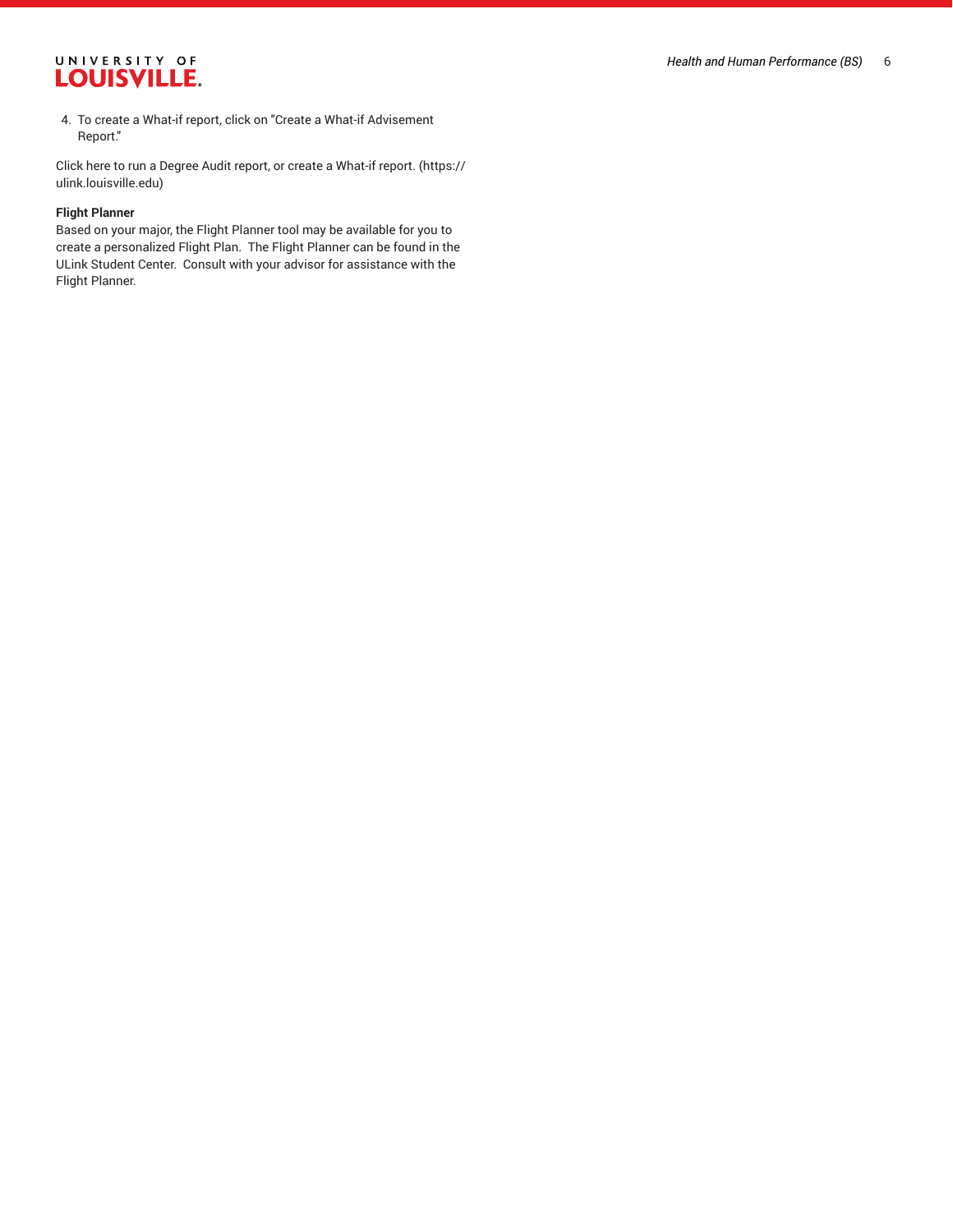4. To create a What-if report, click on "Create a What-if Advisement Report."

Click here to run a Degree Audit report, or create a What-if report. (https://ulink.louisville.edu)

**Flight Planner**
Based on your major, the Flight Planner tool may be available for you to create a personalized Flight Plan. The Flight Planner can be found in the ULink Student Center. Consult with your advisor for assistance with the Flight Planner.